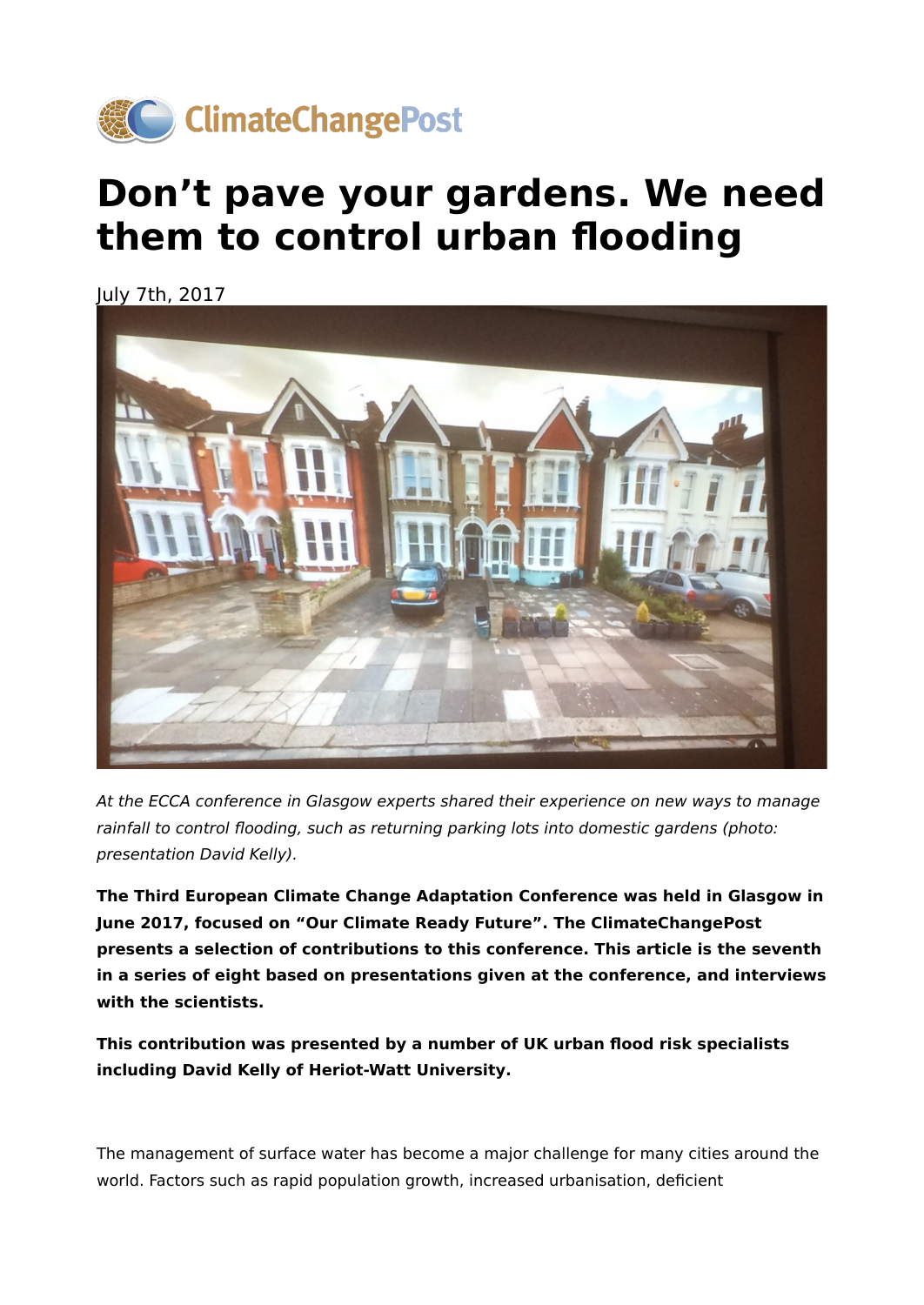# Don't pave your gardens. We need them to control urban flooding

July 7th, 2017

*At the ECCA conference in Glasgow experts shared their experience on new ways to manage rainfall to control flooding, such as returning parking lots into domestic gardens (photo: presentation David Kelly).*

**The Third European Climate Change Adaptation Conference was held in Glasgow in June 2017, focused on "Our Climate Ready Future". The ClimateChangePost presents a selection of contributions to this conference. This article is the seventh in a series of eight based on presentations given at the conference, and interviews with the scientists.**

**This contribution was presented by a number of UK urban flood risk specialists including David Kelly of Heriot-Watt University.**

The management of surface water has become a major challenge for many cities around the world. Factors such as rapid population growth, increased urbanisation, deficient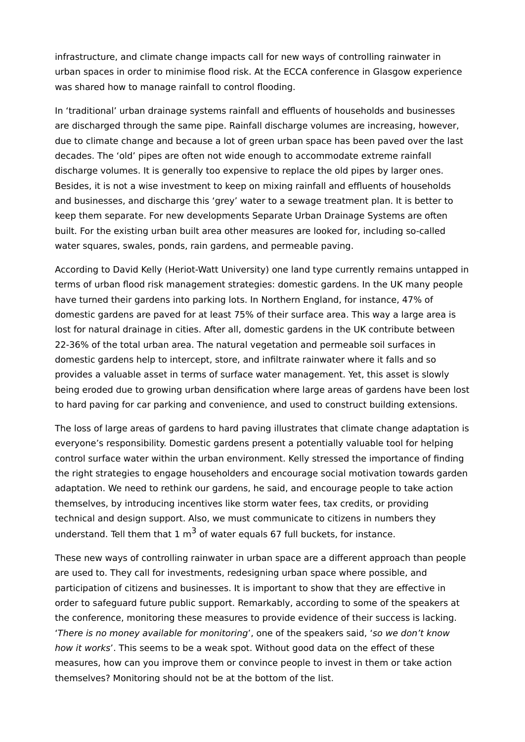infrastructure, and climate change impacts call for new ways of controlling rainwater in urban spaces in order to minimise flood risk. At the ECCA conference in Glasgow experience was shared how to manage rainfall to control flooding.

In 'traditional' urban drainage systems rainfall and effluents of households and businesses are discharged through the same pipe. Rainfall discharge volumes are increasing, however, due to climate change and because a lot of green urban space has been paved over the last decades. The 'old' pipes are often not wide enough to accommodate extreme rainfall discharge volumes. It is generally too expensive to replace the old pipes by larger ones. Besides, it is not a wise investment to keep on mixing rainfall and effluents of households and businesses, and discharge this 'grey' water to a sewage treatment plan. It is better to keep them separate. For new developments Separate Urban Drainage Systems are often built. For the existing urban built area other measures are looked for, including so-called water squares, swales, ponds, rain gardens, and permeable paving.

According to David Kelly (Heriot-Watt University) one land type currently remains untapped in terms of urban flood risk management strategies: domestic gardens. In the UK many people have turned their gardens into parking lots. In Northern England, for instance, 47% of domestic gardens are paved for at least 75% of their surface area. This way a large area is lost for natural drainage in cities. After all, domestic gardens in the UK contribute between 22-36% of the total urban area. The natural vegetation and permeable soil surfaces in domestic gardens help to intercept, store, and infiltrate rainwater where it falls and so provides a valuable asset in terms of surface water management. Yet, this asset is slowly being eroded due to growing urban densification where large areas of gardens have been lost to hard paving for car parking and convenience, and used to construct building extensions.

The loss of large areas of gardens to hard paving illustrates that climate change adaptation is everyone's responsibility. Domestic gardens present a potentially valuable tool for helping control surface water within the urban environment. Kelly stressed the importance of finding the right strategies to engage householders and encourage social motivation towards garden adaptation. We need to rethink our gardens, he said, and encourage people to take action themselves, by introducing incentives like storm water fees, tax credits, or providing technical and design support. Also, we must communicate to citizens in numbers they understand. Tell them that 1 $m^3$ of water equals 67 full buckets, for instance.

These new ways of controlling rainwater in urban space are a different approach than people are used to. They call for investments, redesigning urban space where possible, and participation of citizens and businesses. It is important to show that they are effective in order to safeguard future public support. Remarkably, according to some of the speakers at the conference, monitoring these measures to provide evidence of their success is lacking. '*There is no money available for monitoring*', one of the speakers said, '*so we don't know how it works*'. This seems to be a weak spot. Without good data on the effect of these measures, how can you improve them or convince people to invest in them or take action themselves? Monitoring should not be at the bottom of the list.